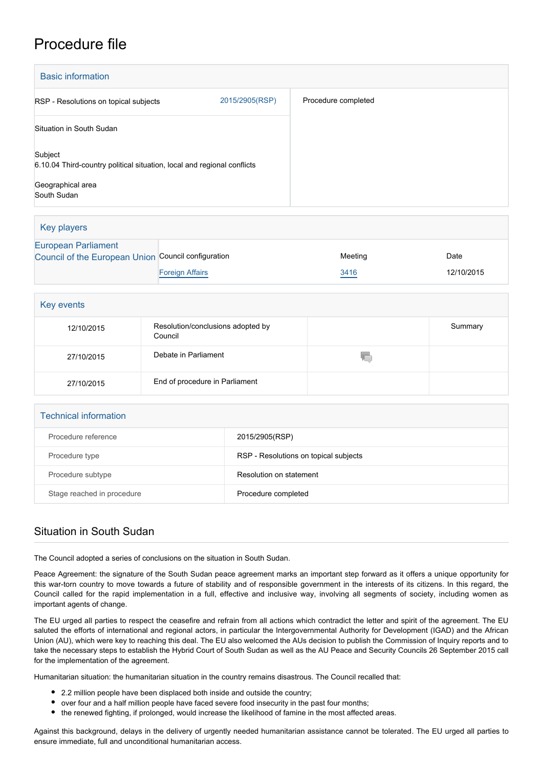# Procedure file

## Basic information

| | | |
|---|---|---|
| RSP - Resolutions on topical subjects | 2015/2905(RSP) | Procedure completed |
| Situation in South Sudan | | |
| Subject<br>6.10.04 Third-country political situation, local and regional conflicts | | |
| Geographical area<br>South Sudan | | |

## Key players

| | | | |
|---|---|---|---|
| European Parliament | | | |
| Council of the European Union | Council configuration | Meeting | Date |
| | Foreign Affairs | 3416 | 12/10/2015 |

## Key events

| | | | |
|---|---|---|---|
| 12/10/2015 | Resolution/conclusions adopted by Council | | Summary |
| 27/10/2015 | Debate in Parliament | | |
| 27/10/2015 | End of procedure in Parliament | | |

## Technical information

| | |
|---|---|
| Procedure reference | 2015/2905(RSP) |
| Procedure type | RSP - Resolutions on topical subjects |
| Procedure subtype | Resolution on statement |
| Stage reached in procedure | Procedure completed |

## Situation in South Sudan

The Council adopted a series of conclusions on the situation in South Sudan.

Peace Agreement: the signature of the South Sudan peace agreement marks an important step forward as it offers a unique opportunity for this war-torn country to move towards a future of stability and of responsible government in the interests of its citizens. In this regard, the Council called for the rapid implementation in a full, effective and inclusive way, involving all segments of society, including women as important agents of change.

The EU urged all parties to respect the ceasefire and refrain from all actions which contradict the letter and spirit of the agreement. The EU saluted the efforts of international and regional actors, in particular the Intergovernmental Authority for Development (IGAD) and the African Union (AU), which were key to reaching this deal. The EU also welcomed the AUs decision to publish the Commission of Inquiry reports and to take the necessary steps to establish the Hybrid Court of South Sudan as well as the AU Peace and Security Councils 26 September 2015 call for the implementation of the agreement.

Humanitarian situation: the humanitarian situation in the country remains disastrous. The Council recalled that:

- 2.2 million people have been displaced both inside and outside the country;
- over four and a half million people have faced severe food insecurity in the past four months;
- the renewed fighting, if prolonged, would increase the likelihood of famine in the most affected areas.

Against this background, delays in the delivery of urgently needed humanitarian assistance cannot be tolerated. The EU urged all parties to ensure immediate, full and unconditional humanitarian access.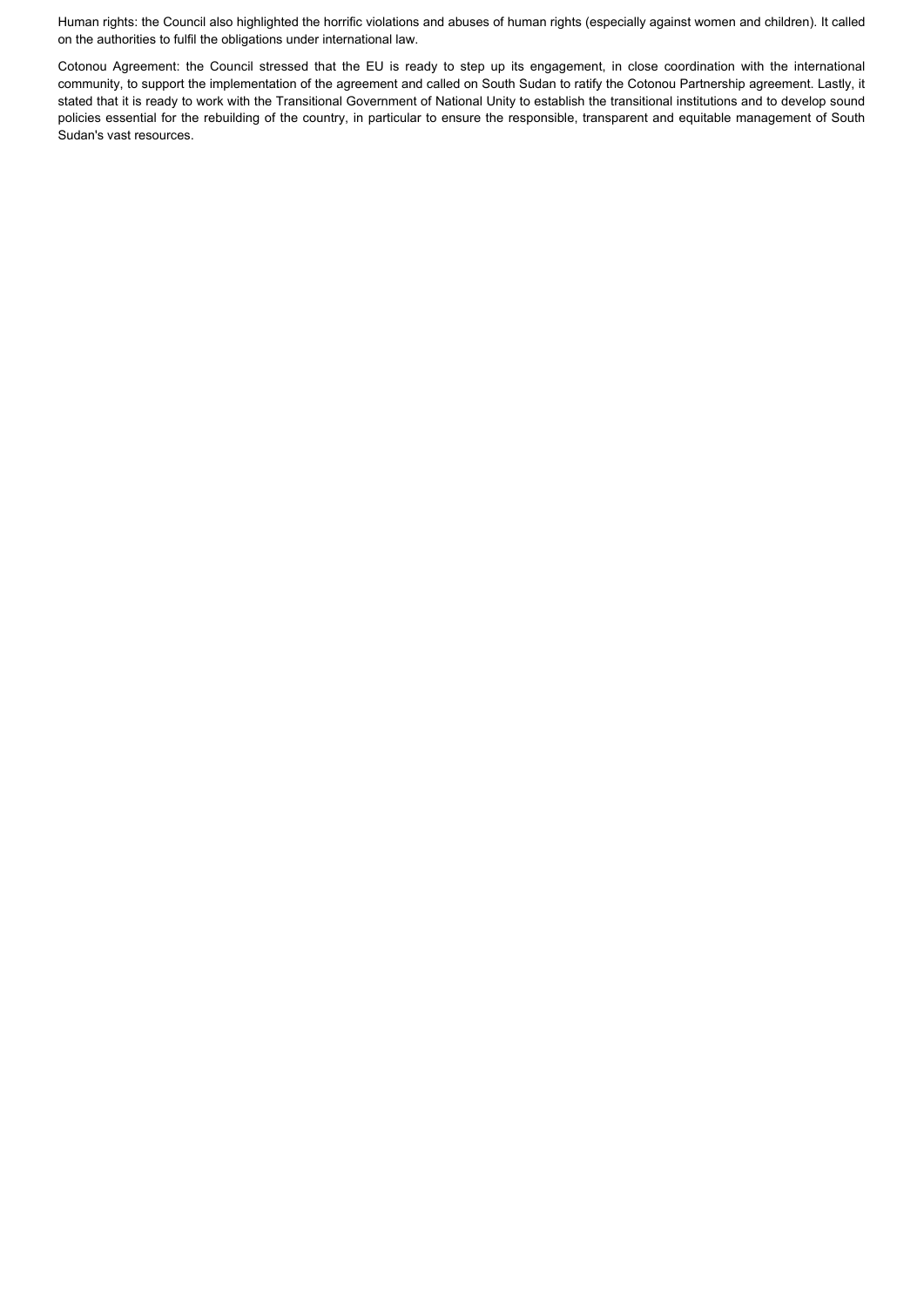Human rights: the Council also highlighted the horrific violations and abuses of human rights (especially against women and children). It called on the authorities to fulfil the obligations under international law.

Cotonou Agreement: the Council stressed that the EU is ready to step up its engagement, in close coordination with the international community, to support the implementation of the agreement and called on South Sudan to ratify the Cotonou Partnership agreement. Lastly, it stated that it is ready to work with the Transitional Government of National Unity to establish the transitional institutions and to develop sound policies essential for the rebuilding of the country, in particular to ensure the responsible, transparent and equitable management of South Sudan's vast resources.